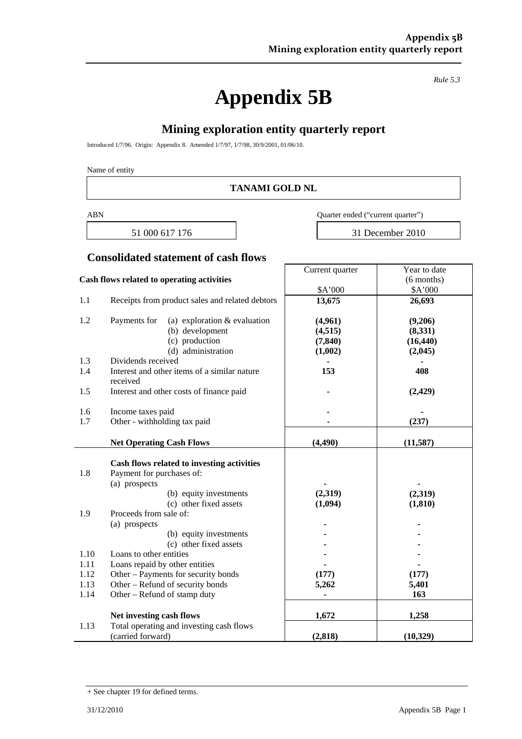*Rule 5.3*

# Appendix 5B

## Mining exploration entity quarterly report

Introduced 1/7/96. Origin: Appendix 8. Amended 1/7/97, 1/7/98, 30/9/2001, 01/06/10.

Name of entity

**TANAMI GOLD NL**

| ABN | Quarter ended ("current quarter") |
|---|---|
| 51 000 617 176 | 31 December 2010 |

## Consolidated statement of cash flows

| | Cash flows related to operating activities | Current quarter $A'000 | Year to date (6 months) $A'000 |
|---|---|---|---|
| 1.1 | Receipts from product sales and related debtors | **13,675** | **26,693** |
| 1.2 | Payments for (a) exploration & evaluation | **(4,961)** | **(9,206)** |
| | (b) development | **(4,515)** | **(8,331)** |
| | (c) production | **(7,840)** | **(16,440)** |
| | (d) administration | **(1,002)** | **(2,045)** |
| 1.3 | Dividends received | **-** | **-** |
| 1.4 | Interest and other items of a similar nature received | **153** | **408** |
| 1.5 | Interest and other costs of finance paid | **-** | **(2,429)** |
| 1.6 | Income taxes paid | **-** | **-** |
| 1.7 | Other - withholding tax paid | **-** | **(237)** |
| | **Net Operating Cash Flows** | **(4,490)** | **(11,587)** |
| | **Cash flows related to investing activities** | | |
| 1.8 | Payment for purchases of: | | |
| | (a) prospects | **-** | **-** |
| | (b) equity investments | **(2,319)** | **(2,319)** |
| | (c) other fixed assets | **(1,094)** | **(1,810)** |
| 1.9 | Proceeds from sale of: | | |
| | (a) prospects | **-** | **-** |
| | (b) equity investments | **-** | **-** |
| | (c) other fixed assets | **-** | **-** |
| 1.10 | Loans to other entities | **-** | **-** |
| 1.11 | Loans repaid by other entities | **-** | **-** |
| 1.12 | Other – Payments for security bonds | **(177)** | **(177)** |
| 1.13 | Other – Refund of security bonds | **5,262** | **5,401** |
| 1.14 | Other – Refund of stamp duty | **-** | **163** |
| | **Net investing cash flows** | **1,672** | **1,258** |
| 1.13 | Total operating and investing cash flows (carried forward) | **(2,818)** | **(10,329)** |

+ See chapter 19 for defined terms.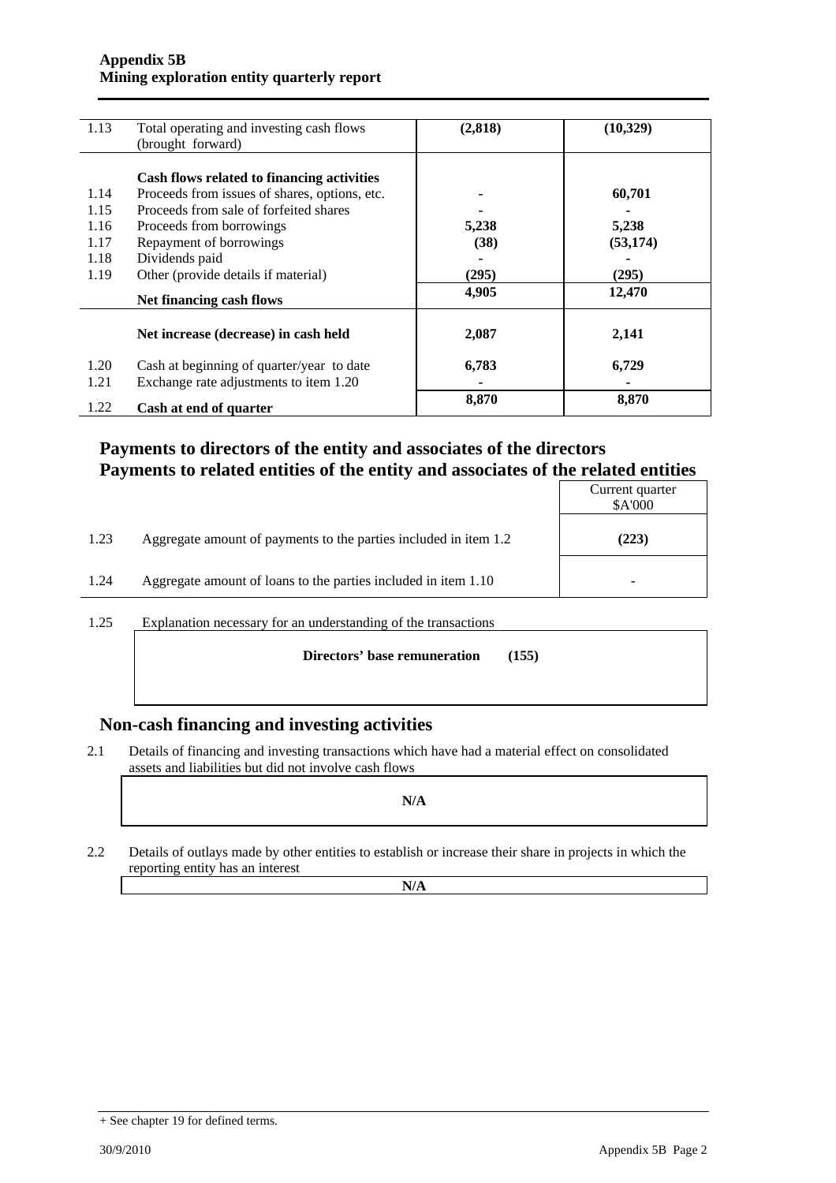| | | | |
|---|---|---|---|
| 1.13 | Total operating and investing cash flows (brought forward) | **(2,818)** | **(10,329)** |
| | **Cash flows related to financing activities** | | |
| 1.14 | Proceeds from issues of shares, options, etc. | **-** | **60,701** |
| 1.15 | Proceeds from sale of forfeited shares | **-** | **-** |
| 1.16 | Proceeds from borrowings | **5,238** | **5,238** |
| 1.17 | Repayment of borrowings | **(38)** | **(53,174)** |
| 1.18 | Dividends paid | **-** | **-** |
| 1.19 | Other (provide details if material) | **(295)** | **(295)** |
| | **Net financing cash flows** | **4,905** | **12,470** |
| | **Net increase (decrease) in cash held** | **2,087** | **2,141** |
| 1.20 | Cash at beginning of quarter/year to date | **6,783** | **6,729** |
| 1.21 | Exchange rate adjustments to item 1.20 | **-** | **-** |
| 1.22 | **Cash at end of quarter** | **8,870** | **8,870** |

## Payments to directors of the entity and associates of the directors
## Payments to related entities of the entity and associates of the related entities

| | | Current quarter $A'000 |
|---|---|---|
| 1.23 | Aggregate amount of payments to the parties included in item 1.2 | **(223)** |
| 1.24 | Aggregate amount of loans to the parties included in item 1.10 | - |

1.25 Explanation necessary for an understanding of the transactions

**Directors' base remuneration (155)**

## Non-cash financing and investing activities

2.1 Details of financing and investing transactions which have had a material effect on consolidated assets and liabilities but did not involve cash flows

**N/A**

2.2 Details of outlays made by other entities to establish or increase their share in projects in which the reporting entity has an interest

**N/A**

+ See chapter 19 for defined terms.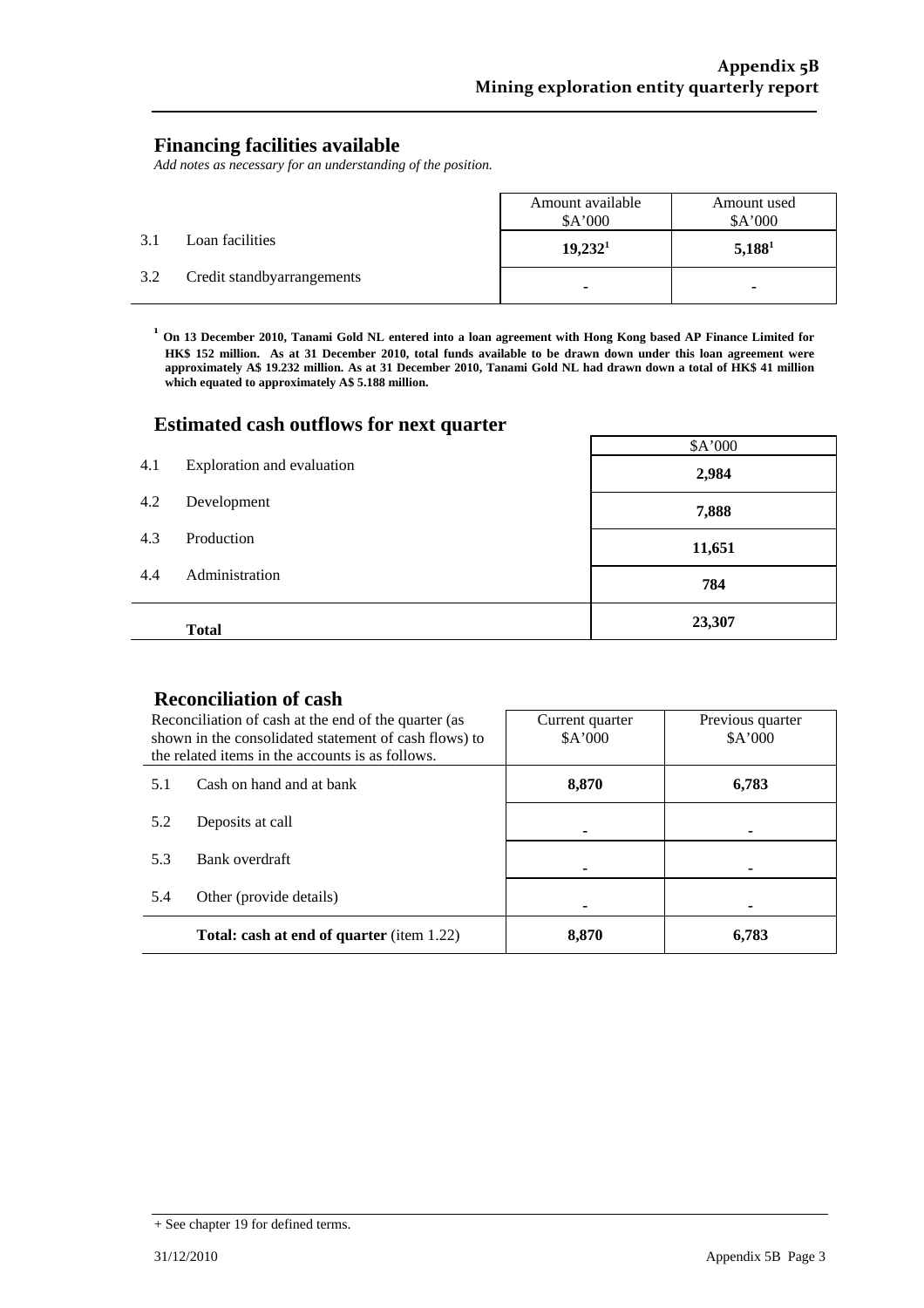## Financing facilities available

*Add notes as necessary for an understanding of the position.*

| | | Amount available<br>$A'000 | Amount used<br>$A'000 |
|---|---|---|---|
| 3.1 | Loan facilities | **19,232**[1] | **5,188**[1] |
| 3.2 | Credit standbyarrangements | - | - |

[1] **On 13 December 2010, Tanami Gold NL entered into a loan agreement with Hong Kong based AP Finance Limited for HK$ 152 million. As at 31 December 2010, total funds available to be drawn down under this loan agreement were approximately A$ 19.232 million. As at 31 December 2010, Tanami Gold NL had drawn down a total of HK$ 41 million which equated to approximately A$ 5.188 million.**

## Estimated cash outflows for next quarter

| | | $A'000 |
|---|---|---|
| 4.1 | Exploration and evaluation | **2,984** |
| 4.2 | Development | **7,888** |
| 4.3 | Production | **11,651** |
| 4.4 | Administration | **784** |
| | **Total** | **23,307** |

## Reconciliation of cash

| Reconciliation of cash at the end of the quarter (as shown in the consolidated statement of cash flows) to the related items in the accounts is as follows. | | Current quarter<br>$A'000 | Previous quarter<br>$A'000 |
|---|---|---|---|
| 5.1 | Cash on hand and at bank | **8,870** | **6,783** |
| 5.2 | Deposits at call | - | - |
| 5.3 | Bank overdraft | - | - |
| 5.4 | Other (provide details) | - | - |
| | **Total: cash at end of quarter** (item 1.22) | **8,870** | **6,783** |

+ See chapter 19 for defined terms.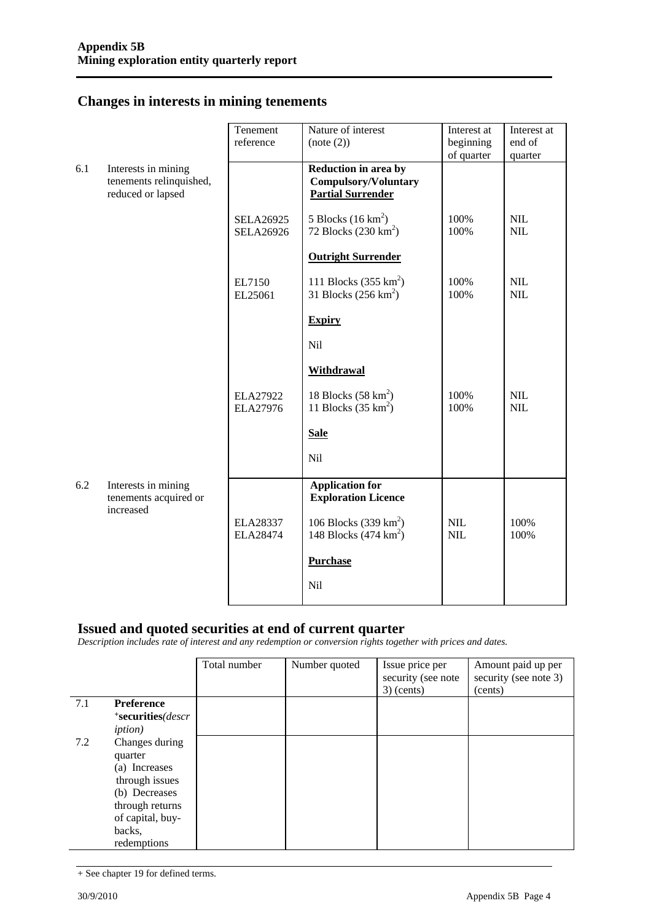## Changes in interests in mining tenements

| | | Tenement reference | Nature of interest (note (2)) | Interest at beginning of quarter | Interest at end of quarter |
|---|---|---|---|---|---|
| 6.1 | Interests in mining tenements relinquished, reduced or lapsed | | **Reduction in area by Compulsory/Voluntary Partial Surrender** | | |
| | | SELA26925 | 5 Blocks (16 $km^2$) | 100% | NIL |
| | | SELA26926 | 72 Blocks (230 $km^2$) | 100% | NIL |
| | | | **Outright Surrender** | | |
| | | EL7150 | 111 Blocks (355 $km^2$) | 100% | NIL |
| | | EL25061 | 31 Blocks (256 $km^2$) | 100% | NIL |
| | | | **Expiry** | | |
| | | | Nil | | |
| | | | **Withdrawal** | | |
| | | ELA27922 | 18 Blocks (58 $km^2$) | 100% | NIL |
| | | ELA27976 | 11 Blocks (35 $km^2$) | 100% | NIL |
| | | | **Sale** | | |
| | | | Nil | | |
| 6.2 | Interests in mining tenements acquired or increased | | **Application for Exploration Licence** | | |
| | | ELA28337 | 106 Blocks (339 $km^2$) | NIL | 100% |
| | | ELA28474 | 148 Blocks (474 $km^2$) | NIL | 100% |
| | | | **Purchase** | | |
| | | | Nil | | |

## Issued and quoted securities at end of current quarter

*Description includes rate of interest and any redemption or conversion rights together with prices and dates.*

| | | Total number | Number quoted | Issue price per security (see note 3) (cents) | Amount paid up per security (see note 3) (cents) |
|---|---|---|---|---|---|
| 7.1 | **Preference** **+securities***(description)* | | | | |
| 7.2 | Changes during quarter (a) Increases through issues (b) Decreases through returns of capital, buy-backs, redemptions | | | | |

+ See chapter 19 for defined terms.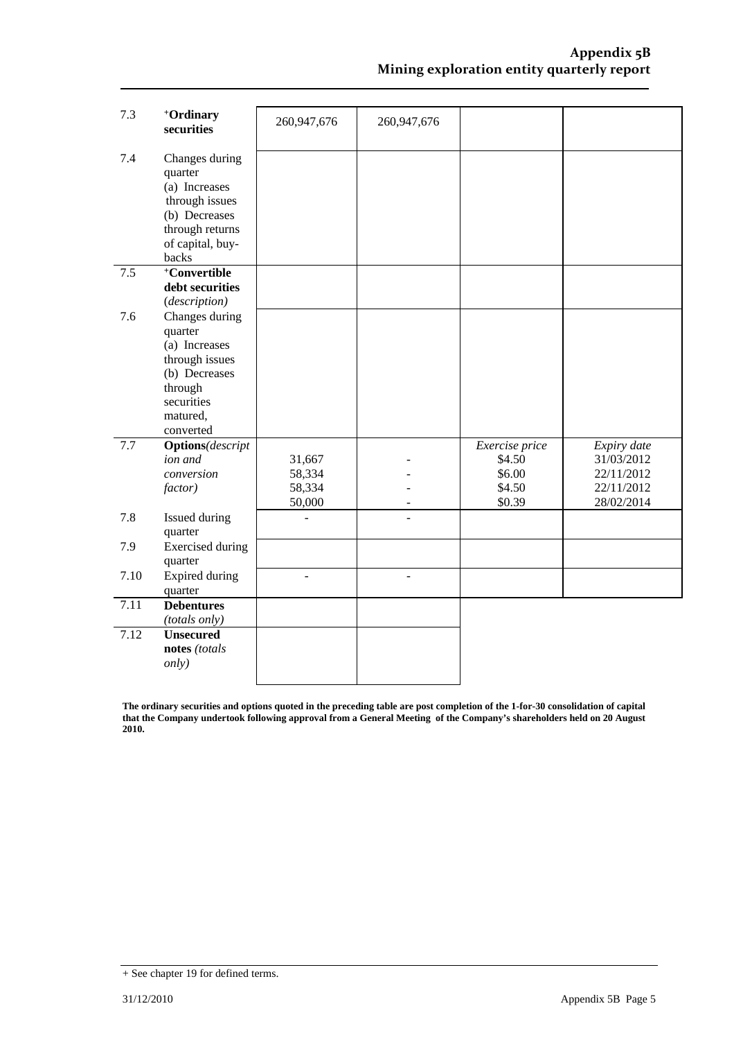| | | | | | |
|---|---|---|---|---|---|
| 7.3 | +**Ordinary securities** | 260,947,676 | 260,947,676 | | |
| 7.4 | Changes during quarter<br>(a) Increases through issues<br>(b) Decreases through returns of capital, buy-backs | | | | |
| 7.5 | +**Convertible debt securities** (*description*) | | | | |
| 7.6 | Changes during quarter<br>(a) Increases through issues<br>(b) Decreases through securities matured, converted | | | | |
| 7.7 | **Options**(*description and conversion factor*) | 31,667<br>58,334<br>58,334<br>50,000 | -<br>-<br>-<br>- | *Exercise price*<br>$4.50<br>$6.00<br>$4.50<br>$0.39 | *Expiry date*<br>31/03/2012<br>22/11/2012<br>22/11/2012<br>28/02/2014 |
| 7.8 | Issued during quarter | - | - | | |
| 7.9 | Exercised during quarter | | | | |
| 7.10 | Expired during quarter | - | - | | |
| 7.11 | **Debentures** (*totals only*) | | | | |
| 7.12 | **Unsecured notes** (*totals only*) | | | | |

**The ordinary securities and options quoted in the preceding table are post completion of the 1-for-30 consolidation of capital that the Company undertook following approval from a General Meeting of the Company's shareholders held on 20 August 2010.**

+ See chapter 19 for defined terms.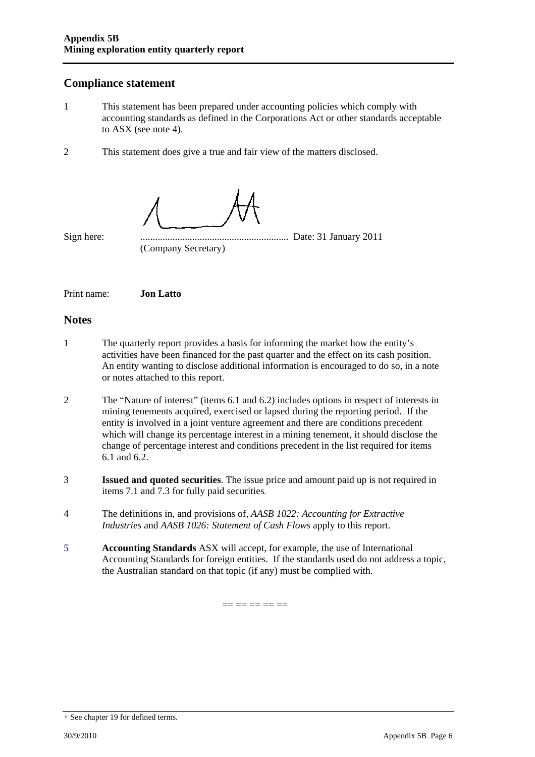## Compliance statement

1 This statement has been prepared under accounting policies which comply with accounting standards as defined in the Corporations Act or other standards acceptable to ASX (see note 4).

2 This statement does give a true and fair view of the matters disclosed.

Sign here: ............................................................ Date: 31 January 2011
(Company Secretary)

Print name: **Jon Latto**

## Notes

1 The quarterly report provides a basis for informing the market how the entity's activities have been financed for the past quarter and the effect on its cash position. An entity wanting to disclose additional information is encouraged to do so, in a note or notes attached to this report.

2 The "Nature of interest" (items 6.1 and 6.2) includes options in respect of interests in mining tenements acquired, exercised or lapsed during the reporting period. If the entity is involved in a joint venture agreement and there are conditions precedent which will change its percentage interest in a mining tenement, it should disclose the change of percentage interest and conditions precedent in the list required for items 6.1 and 6.2.

3 **Issued and quoted securities**. The issue price and amount paid up is not required in items 7.1 and 7.3 for fully paid securities.

4 The definitions in, and provisions of, *AASB 1022: Accounting for Extractive Industries* and *AASB 1026: Statement of Cash Flows* apply to this report.

5 **Accounting Standards** ASX will accept, for example, the use of International Accounting Standards for foreign entities. If the standards used do not address a topic, the Australian standard on that topic (if any) must be complied with.

== == == == ==